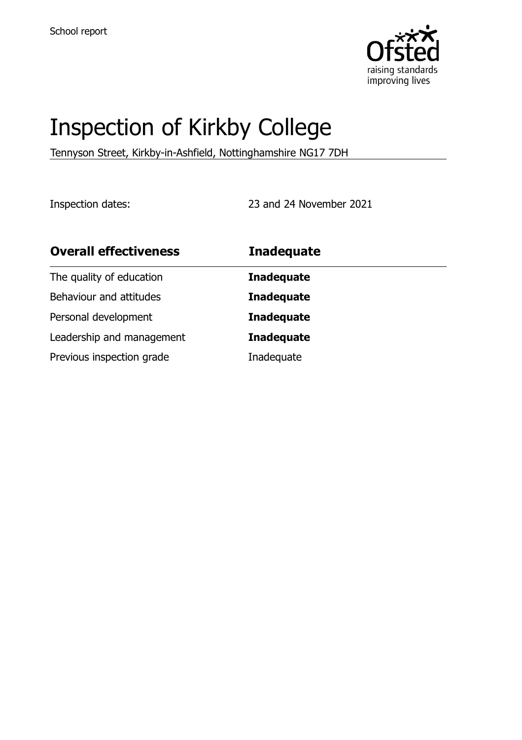School report

# Inspection of Kirkby College

Tennyson Street, Kirkby-in-Ashfield, Nottinghamshire NG17 7DH

Inspection dates: 23 and 24 November 2021

| Overall effectiveness | Inadequate |
| --- | --- |
| The quality of education | **Inadequate** |
| Behaviour and attitudes | **Inadequate** |
| Personal development | **Inadequate** |
| Leadership and management | **Inadequate** |
| Previous inspection grade | Inadequate |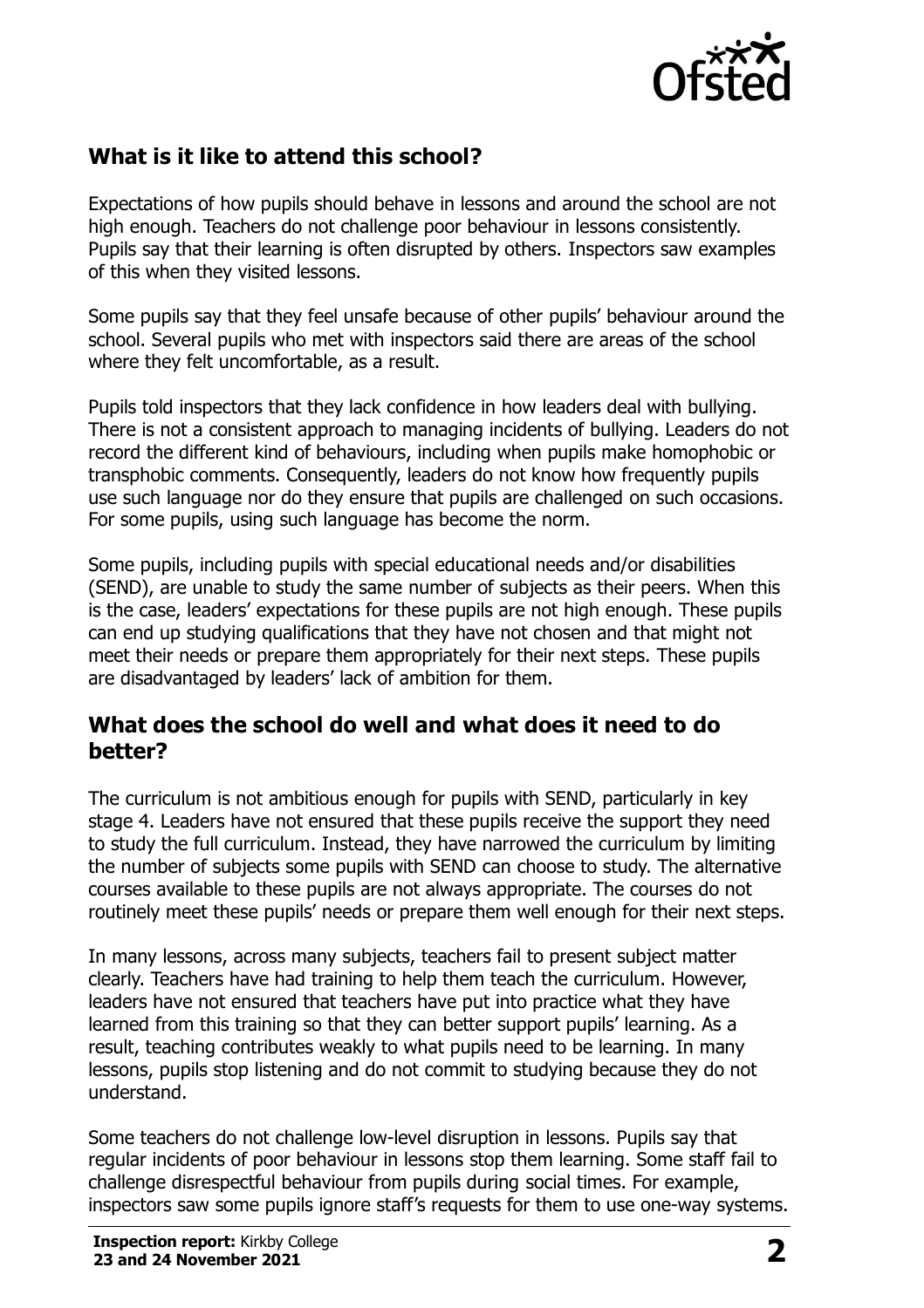## What is it like to attend this school?

Expectations of how pupils should behave in lessons and around the school are not high enough. Teachers do not challenge poor behaviour in lessons consistently. Pupils say that their learning is often disrupted by others. Inspectors saw examples of this when they visited lessons.

Some pupils say that they feel unsafe because of other pupils' behaviour around the school. Several pupils who met with inspectors said there are areas of the school where they felt uncomfortable, as a result.

Pupils told inspectors that they lack confidence in how leaders deal with bullying. There is not a consistent approach to managing incidents of bullying. Leaders do not record the different kind of behaviours, including when pupils make homophobic or transphobic comments. Consequently, leaders do not know how frequently pupils use such language nor do they ensure that pupils are challenged on such occasions. For some pupils, using such language has become the norm.

Some pupils, including pupils with special educational needs and/or disabilities (SEND), are unable to study the same number of subjects as their peers. When this is the case, leaders' expectations for these pupils are not high enough. These pupils can end up studying qualifications that they have not chosen and that might not meet their needs or prepare them appropriately for their next steps. These pupils are disadvantaged by leaders' lack of ambition for them.

## What does the school do well and what does it need to do better?

The curriculum is not ambitious enough for pupils with SEND, particularly in key stage 4. Leaders have not ensured that these pupils receive the support they need to study the full curriculum. Instead, they have narrowed the curriculum by limiting the number of subjects some pupils with SEND can choose to study. The alternative courses available to these pupils are not always appropriate. The courses do not routinely meet these pupils' needs or prepare them well enough for their next steps.

In many lessons, across many subjects, teachers fail to present subject matter clearly. Teachers have had training to help them teach the curriculum. However, leaders have not ensured that teachers have put into practice what they have learned from this training so that they can better support pupils' learning. As a result, teaching contributes weakly to what pupils need to be learning. In many lessons, pupils stop listening and do not commit to studying because they do not understand.

Some teachers do not challenge low-level disruption in lessons. Pupils say that regular incidents of poor behaviour in lessons stop them learning. Some staff fail to challenge disrespectful behaviour from pupils during social times. For example, inspectors saw some pupils ignore staff's requests for them to use one-way systems.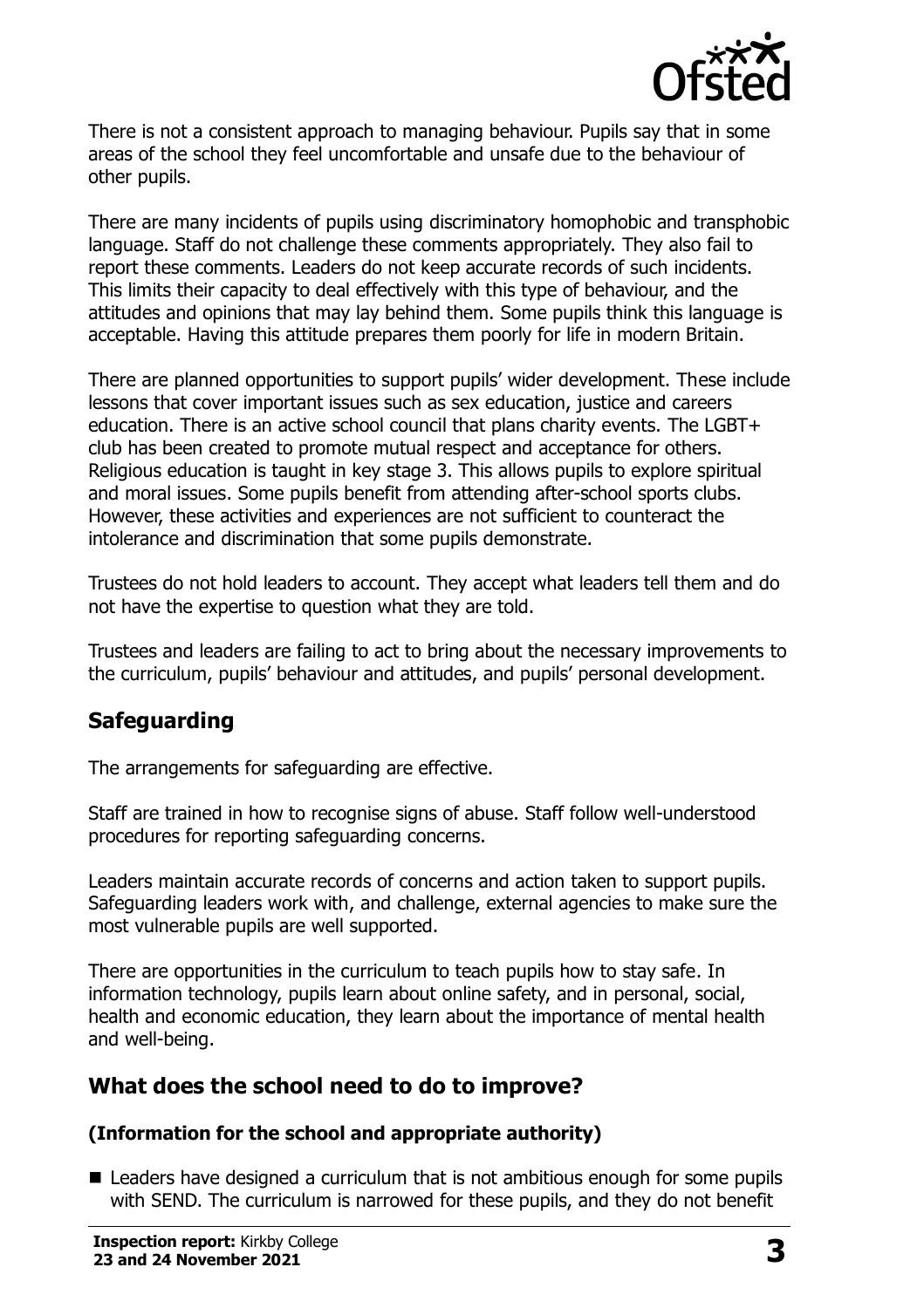There is not a consistent approach to managing behaviour. Pupils say that in some areas of the school they feel uncomfortable and unsafe due to the behaviour of other pupils.

There are many incidents of pupils using discriminatory homophobic and transphobic language. Staff do not challenge these comments appropriately. They also fail to report these comments. Leaders do not keep accurate records of such incidents. This limits their capacity to deal effectively with this type of behaviour, and the attitudes and opinions that may lay behind them. Some pupils think this language is acceptable. Having this attitude prepares them poorly for life in modern Britain.

There are planned opportunities to support pupils' wider development. These include lessons that cover important issues such as sex education, justice and careers education. There is an active school council that plans charity events. The LGBT+ club has been created to promote mutual respect and acceptance for others. Religious education is taught in key stage 3. This allows pupils to explore spiritual and moral issues. Some pupils benefit from attending after-school sports clubs. However, these activities and experiences are not sufficient to counteract the intolerance and discrimination that some pupils demonstrate.

Trustees do not hold leaders to account. They accept what leaders tell them and do not have the expertise to question what they are told.

Trustees and leaders are failing to act to bring about the necessary improvements to the curriculum, pupils' behaviour and attitudes, and pupils' personal development.

## Safeguarding

The arrangements for safeguarding are effective.

Staff are trained in how to recognise signs of abuse. Staff follow well-understood procedures for reporting safeguarding concerns.

Leaders maintain accurate records of concerns and action taken to support pupils. Safeguarding leaders work with, and challenge, external agencies to make sure the most vulnerable pupils are well supported.

There are opportunities in the curriculum to teach pupils how to stay safe. In information technology, pupils learn about online safety, and in personal, social, health and economic education, they learn about the importance of mental health and well-being.

## What does the school need to do to improve?

### (Information for the school and appropriate authority)

- Leaders have designed a curriculum that is not ambitious enough for some pupils with SEND. The curriculum is narrowed for these pupils, and they do not benefit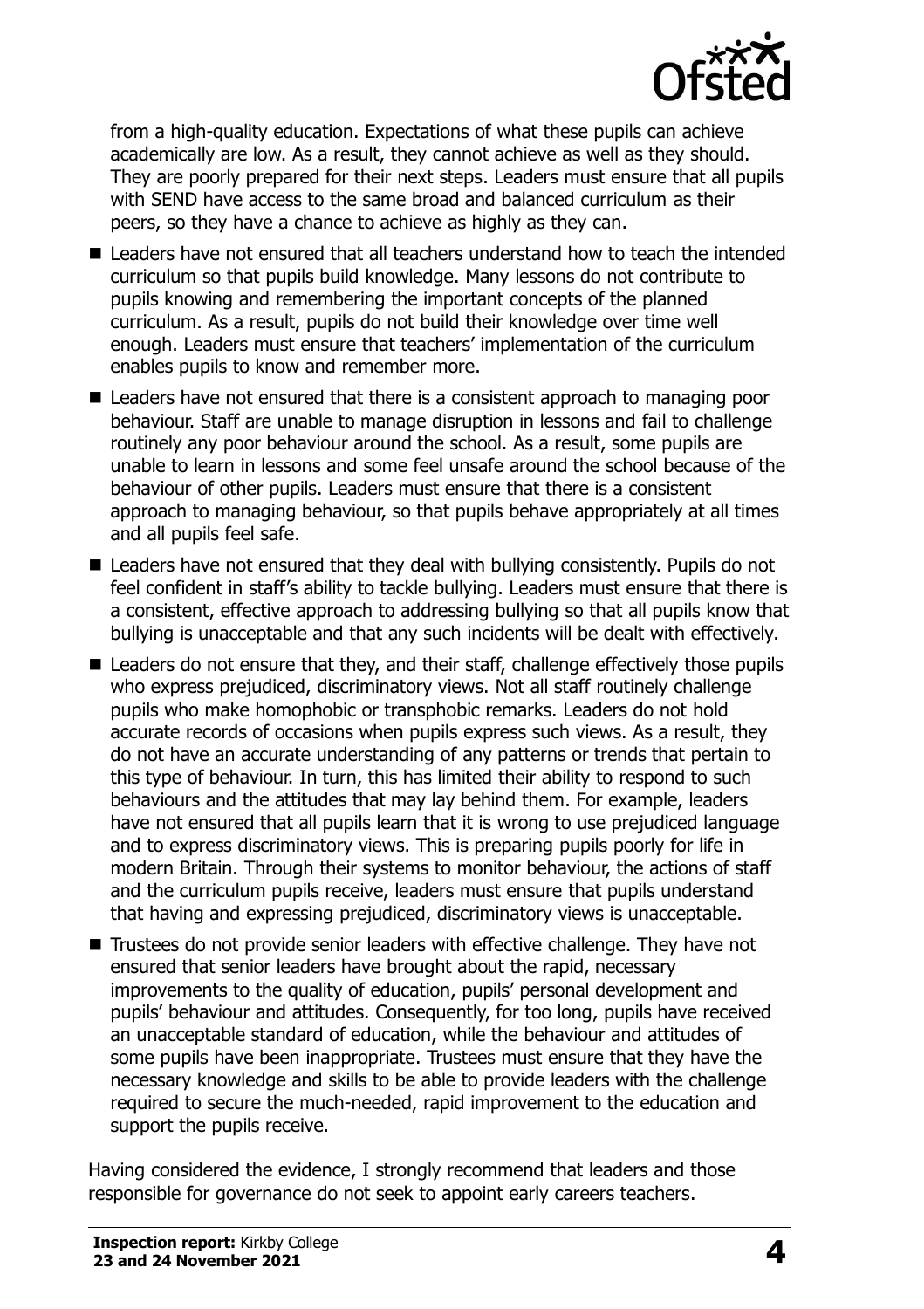from a high-quality education. Expectations of what these pupils can achieve academically are low. As a result, they cannot achieve as well as they should. They are poorly prepared for their next steps. Leaders must ensure that all pupils with SEND have access to the same broad and balanced curriculum as their peers, so they have a chance to achieve as highly as they can.

- Leaders have not ensured that all teachers understand how to teach the intended curriculum so that pupils build knowledge. Many lessons do not contribute to pupils knowing and remembering the important concepts of the planned curriculum. As a result, pupils do not build their knowledge over time well enough. Leaders must ensure that teachers' implementation of the curriculum enables pupils to know and remember more.
- Leaders have not ensured that there is a consistent approach to managing poor behaviour. Staff are unable to manage disruption in lessons and fail to challenge routinely any poor behaviour around the school. As a result, some pupils are unable to learn in lessons and some feel unsafe around the school because of the behaviour of other pupils. Leaders must ensure that there is a consistent approach to managing behaviour, so that pupils behave appropriately at all times and all pupils feel safe.
- Leaders have not ensured that they deal with bullying consistently. Pupils do not feel confident in staff's ability to tackle bullying. Leaders must ensure that there is a consistent, effective approach to addressing bullying so that all pupils know that bullying is unacceptable and that any such incidents will be dealt with effectively.
- Leaders do not ensure that they, and their staff, challenge effectively those pupils who express prejudiced, discriminatory views. Not all staff routinely challenge pupils who make homophobic or transphobic remarks. Leaders do not hold accurate records of occasions when pupils express such views. As a result, they do not have an accurate understanding of any patterns or trends that pertain to this type of behaviour. In turn, this has limited their ability to respond to such behaviours and the attitudes that may lay behind them. For example, leaders have not ensured that all pupils learn that it is wrong to use prejudiced language and to express discriminatory views. This is preparing pupils poorly for life in modern Britain. Through their systems to monitor behaviour, the actions of staff and the curriculum pupils receive, leaders must ensure that pupils understand that having and expressing prejudiced, discriminatory views is unacceptable.
- Trustees do not provide senior leaders with effective challenge. They have not ensured that senior leaders have brought about the rapid, necessary improvements to the quality of education, pupils' personal development and pupils' behaviour and attitudes. Consequently, for too long, pupils have received an unacceptable standard of education, while the behaviour and attitudes of some pupils have been inappropriate. Trustees must ensure that they have the necessary knowledge and skills to be able to provide leaders with the challenge required to secure the much-needed, rapid improvement to the education and support the pupils receive.

Having considered the evidence, I strongly recommend that leaders and those responsible for governance do not seek to appoint early careers teachers.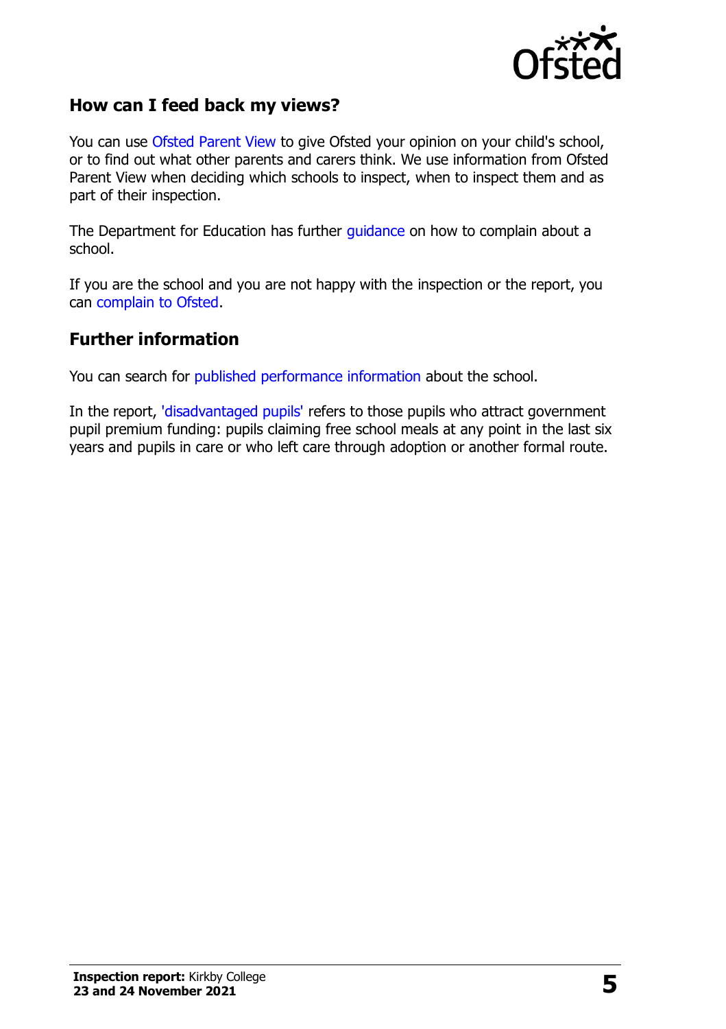## How can I feed back my views?

You can use Ofsted Parent View to give Ofsted your opinion on your child's school, or to find out what other parents and carers think. We use information from Ofsted Parent View when deciding which schools to inspect, when to inspect them and as part of their inspection.

The Department for Education has further guidance on how to complain about a school.

If you are the school and you are not happy with the inspection or the report, you can complain to Ofsted.

## Further information

You can search for published performance information about the school.

In the report, 'disadvantaged pupils' refers to those pupils who attract government pupil premium funding: pupils claiming free school meals at any point in the last six years and pupils in care or who left care through adoption or another formal route.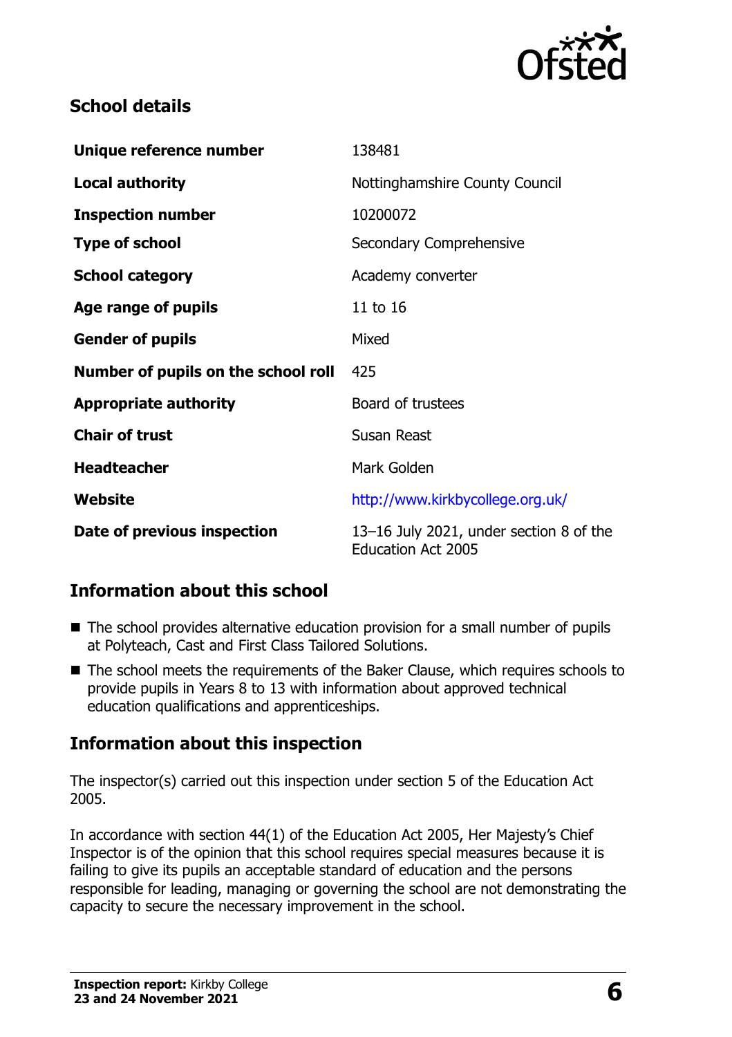## School details

| | |
|---|---|
| **Unique reference number** | 138481 |
| **Local authority** | Nottinghamshire County Council |
| **Inspection number** | 10200072 |
| **Type of school** | Secondary Comprehensive |
| **School category** | Academy converter |
| **Age range of pupils** | 11 to 16 |
| **Gender of pupils** | Mixed |
| **Number of pupils on the school roll** | 425 |
| **Appropriate authority** | Board of trustees |
| **Chair of trust** | Susan Reast |
| **Headteacher** | Mark Golden |
| **Website** | http://www.kirkbycollege.org.uk/ |
| **Date of previous inspection** | 13–16 July 2021, under section 8 of the Education Act 2005 |

## Information about this school

- The school provides alternative education provision for a small number of pupils at Polyteach, Cast and First Class Tailored Solutions.
- The school meets the requirements of the Baker Clause, which requires schools to provide pupils in Years 8 to 13 with information about approved technical education qualifications and apprenticeships.

## Information about this inspection

The inspector(s) carried out this inspection under section 5 of the Education Act 2005.

In accordance with section 44(1) of the Education Act 2005, Her Majesty's Chief Inspector is of the opinion that this school requires special measures because it is failing to give its pupils an acceptable standard of education and the persons responsible for leading, managing or governing the school are not demonstrating the capacity to secure the necessary improvement in the school.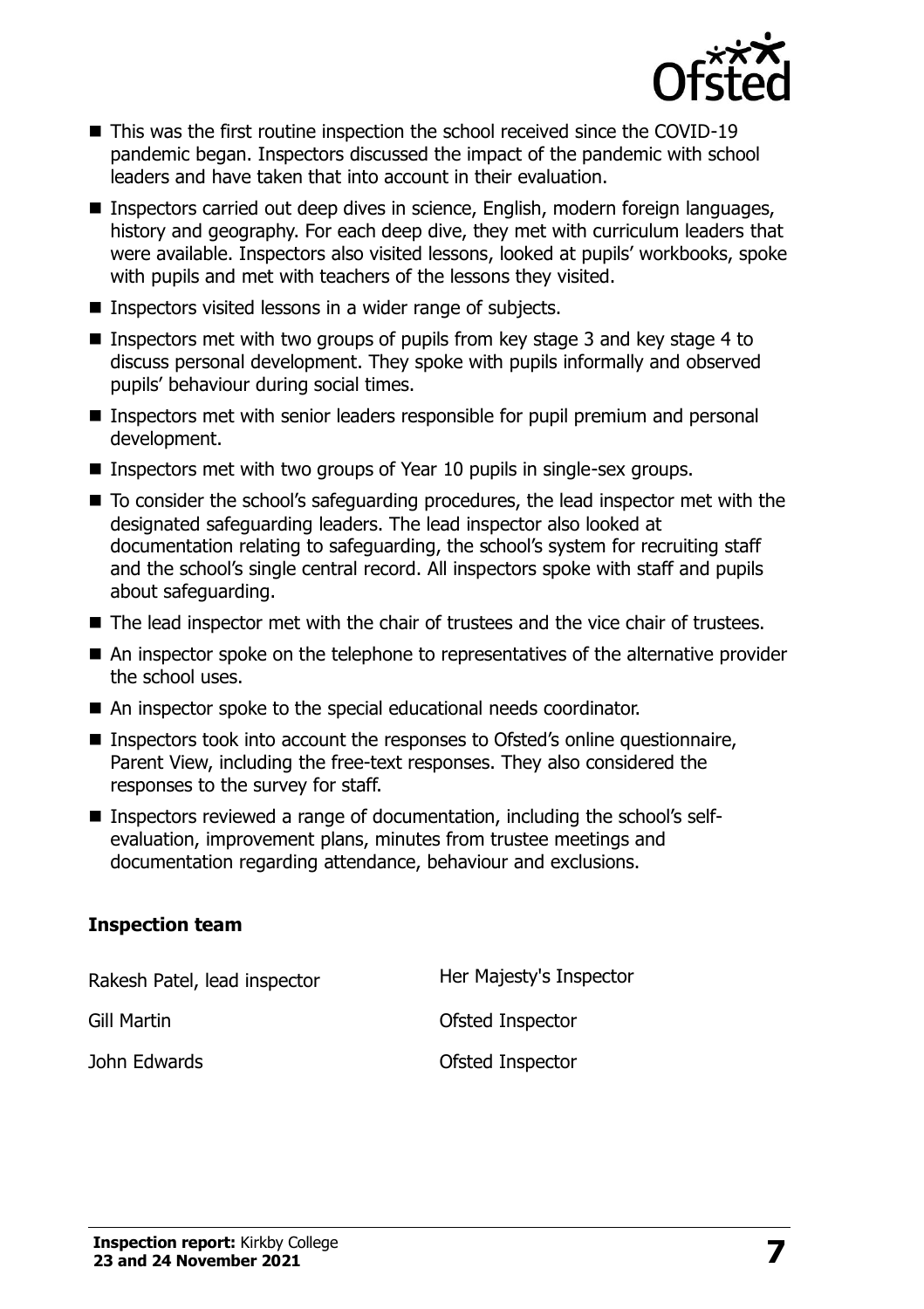- This was the first routine inspection the school received since the COVID-19 pandemic began. Inspectors discussed the impact of the pandemic with school leaders and have taken that into account in their evaluation.
- Inspectors carried out deep dives in science, English, modern foreign languages, history and geography. For each deep dive, they met with curriculum leaders that were available. Inspectors also visited lessons, looked at pupils' workbooks, spoke with pupils and met with teachers of the lessons they visited.
- Inspectors visited lessons in a wider range of subjects.
- Inspectors met with two groups of pupils from key stage 3 and key stage 4 to discuss personal development. They spoke with pupils informally and observed pupils' behaviour during social times.
- Inspectors met with senior leaders responsible for pupil premium and personal development.
- Inspectors met with two groups of Year 10 pupils in single-sex groups.
- To consider the school's safeguarding procedures, the lead inspector met with the designated safeguarding leaders. The lead inspector also looked at documentation relating to safeguarding, the school's system for recruiting staff and the school's single central record. All inspectors spoke with staff and pupils about safeguarding.
- The lead inspector met with the chair of trustees and the vice chair of trustees.
- An inspector spoke on the telephone to representatives of the alternative provider the school uses.
- An inspector spoke to the special educational needs coordinator.
- Inspectors took into account the responses to Ofsted's online questionnaire, Parent View, including the free-text responses. They also considered the responses to the survey for staff.
- Inspectors reviewed a range of documentation, including the school's self-evaluation, improvement plans, minutes from trustee meetings and documentation regarding attendance, behaviour and exclusions.

### Inspection team

| | |
|---|---|
| Rakesh Patel, lead inspector | Her Majesty's Inspector |
| Gill Martin | Ofsted Inspector |
| John Edwards | Ofsted Inspector |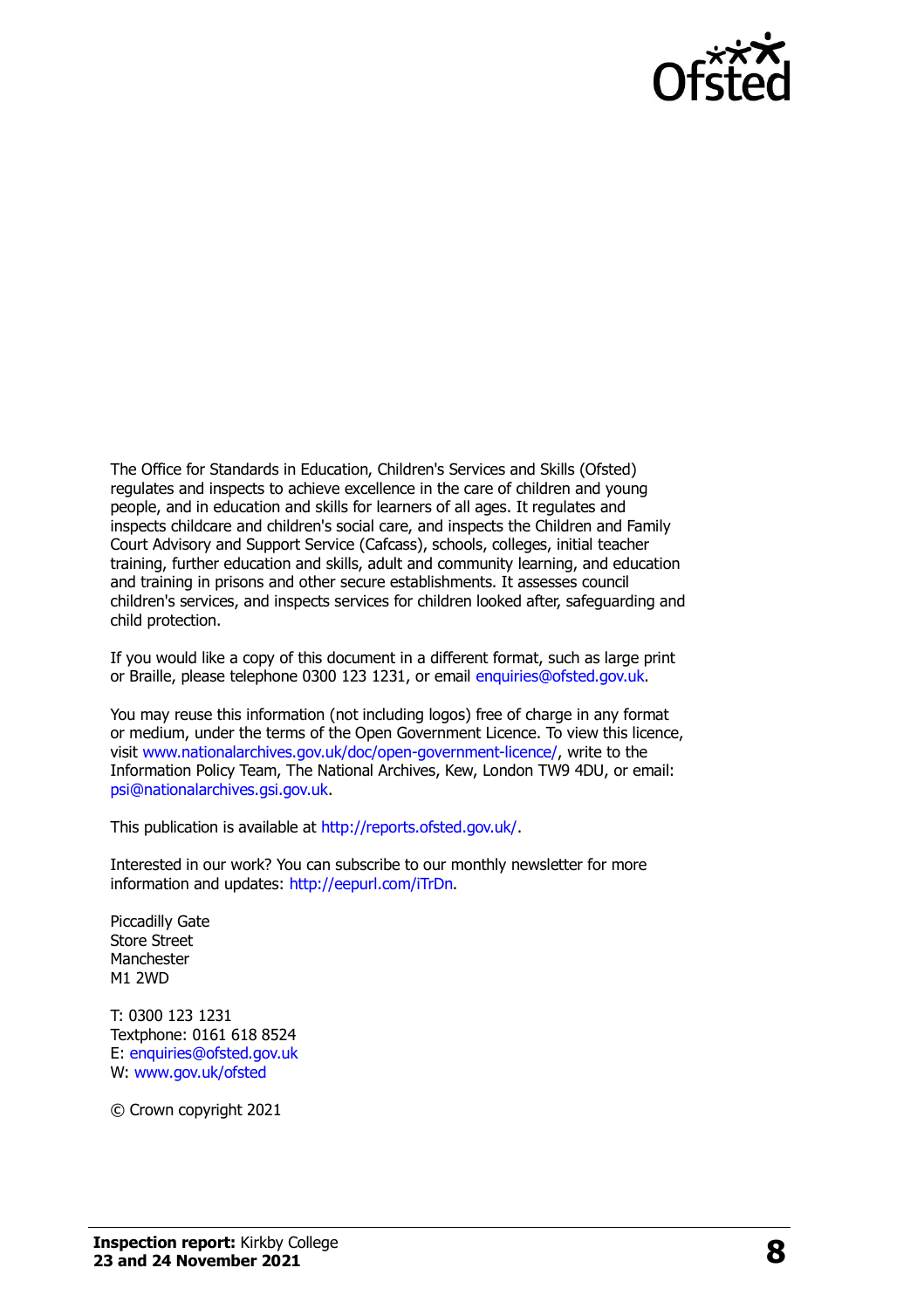The Office for Standards in Education, Children's Services and Skills (Ofsted) regulates and inspects to achieve excellence in the care of children and young people, and in education and skills for learners of all ages. It regulates and inspects childcare and children's social care, and inspects the Children and Family Court Advisory and Support Service (Cafcass), schools, colleges, initial teacher training, further education and skills, adult and community learning, and education and training in prisons and other secure establishments. It assesses council children's services, and inspects services for children looked after, safeguarding and child protection.

If you would like a copy of this document in a different format, such as large print or Braille, please telephone 0300 123 1231, or email enquiries@ofsted.gov.uk.

You may reuse this information (not including logos) free of charge in any format or medium, under the terms of the Open Government Licence. To view this licence, visit www.nationalarchives.gov.uk/doc/open-government-licence/, write to the Information Policy Team, The National Archives, Kew, London TW9 4DU, or email: psi@nationalarchives.gsi.gov.uk.

This publication is available at http://reports.ofsted.gov.uk/.

Interested in our work? You can subscribe to our monthly newsletter for more information and updates: http://eepurl.com/iTrDn.

Piccadilly Gate
Store Street
Manchester
M1 2WD

T: 0300 123 1231
Textphone: 0161 618 8524
E: enquiries@ofsted.gov.uk
W: www.gov.uk/ofsted

© Crown copyright 2021